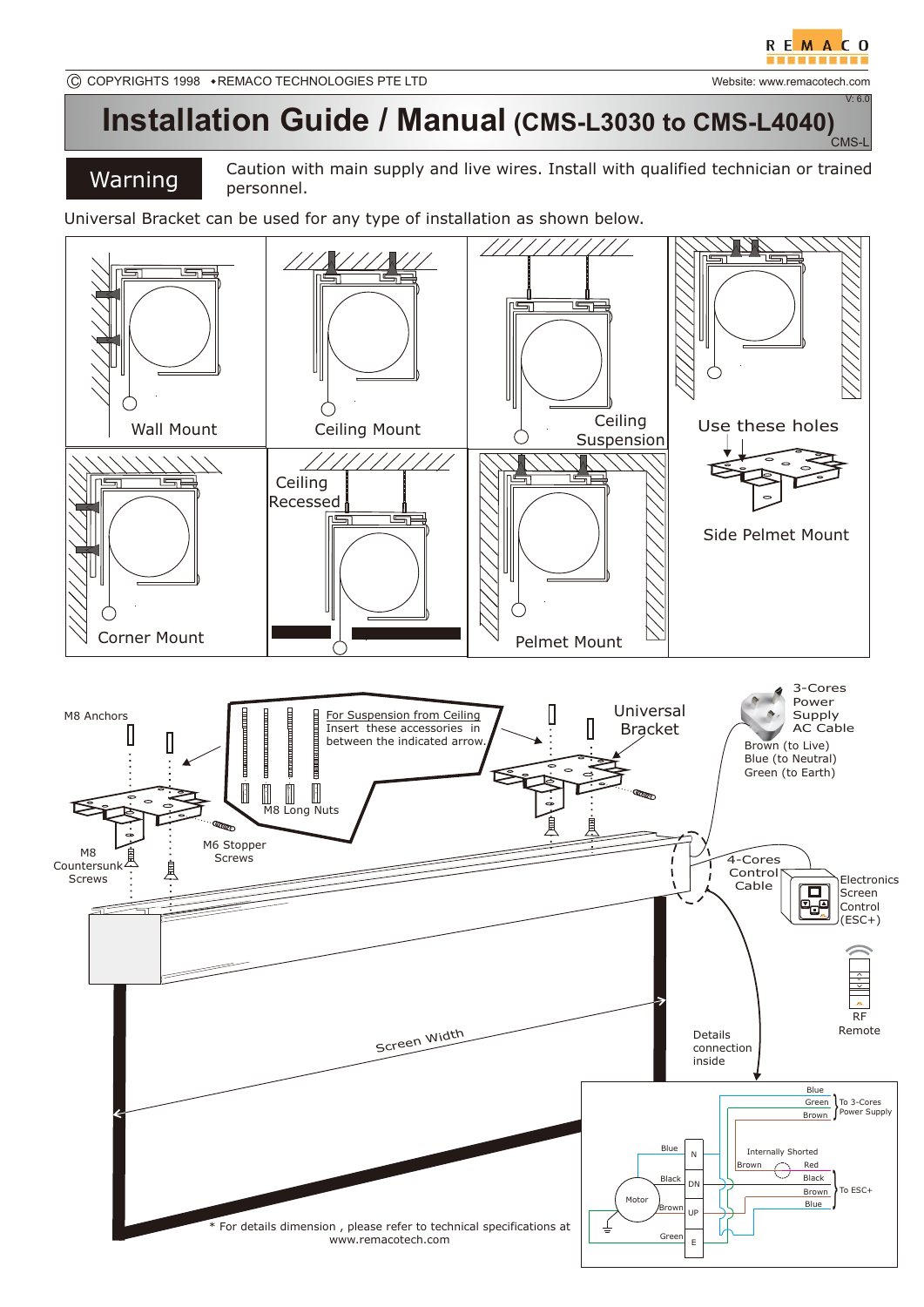REMACO

© COPYRIGHTS 1998 • REMACO TECHNOLOGIES PTE LTD

Website: www.remacotech.com

V: 6.0

# Installation Guide / Manual (CMS-L3030 to CMS-L4040)

CMS-L

**Warning** Caution with main supply and live wires. Install with qualified technician or trained personnel.

Universal Bracket can be used for any type of installation as shown below.

Wall Mount

Ceiling Mount

Ceiling Suspension

Use these holes

Side Pelmet Mount

Corner Mount

Ceiling Recessed

Pelmet Mount

M8 Anchors

For Suspension from Ceiling
Insert these accessories in between the indicated arrow.

M8 Long Nuts

Universal Bracket

3-Cores Power Supply AC Cable

Brown (to Live)
Blue (to Neutral)
Green (to Earth)

M8 Countersunk Screws

M6 Stopper Screws

4-Cores Control Cable

Electronics Screen Control (ESC+)

RF Remote

Screen Width

Details connection inside

Blue
Green
Brown
To 3-Cores Power Supply

Internally Shorted

Brown
Red
Black
Brown
Blue
To ESC+

Blue N
Black DN
Motor
Brown UP
Green E

* For details dimension , please refer to technical specifications at www.remacotech.com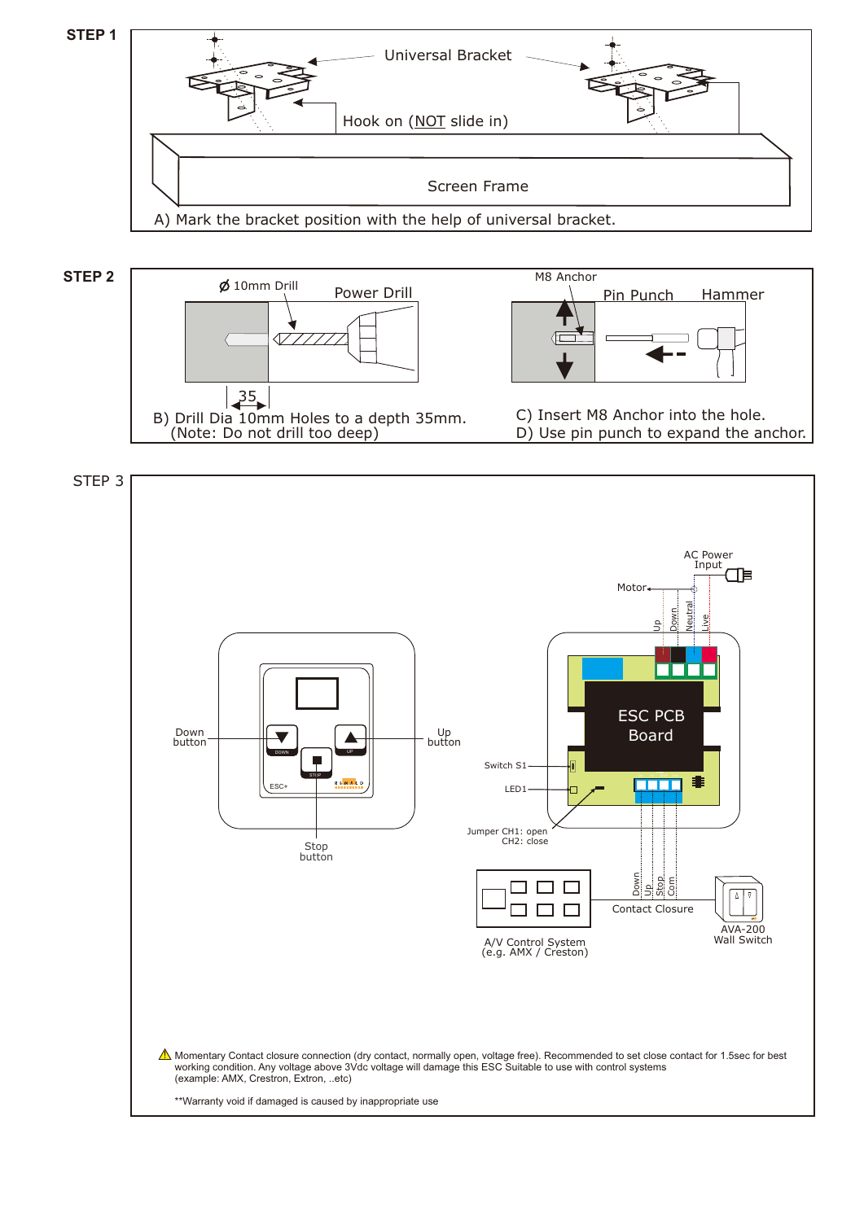**STEP 1**

Universal Bracket

Hook on (NOT slide in)

Screen Frame

A) Mark the bracket position with the help of universal bracket.

**STEP 2**

Ø 10mm Drill

Power Drill

35

B) Drill Dia 10mm Holes to a depth 35mm.
(Note: Do not drill too deep)

M8 Anchor

Pin Punch

Hammer

C) Insert M8 Anchor into the hole.
D) Use pin punch to expand the anchor.

STEP 3

AC Power Input

Motor

Up
Down
Neutral
Live

ESC PCB Board

Switch S1

LED1

Jumper CH1: open
CH2: close

Down button

Up button

Stop button

DOWN
UP
STOP
ESC+

Down
Up
Stop
Com

Contact Closure

A/V Control System
(e.g. AMX / Creston)

AVA-200
Wall Switch

⚠ Momentary Contact closure connection (dry contact, normally open, voltage free). Recommended to set close contact for 1.5sec for best working condition. Any voltage above 3Vdc voltage will damage this ESC Suitable to use with control systems (example: AMX, Crestron, Extron, ..etc)

**Warranty void if damaged is caused by inappropriate use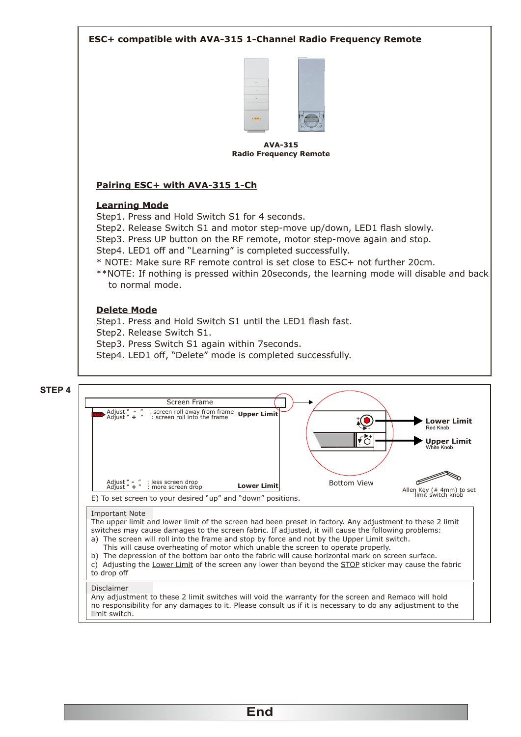## ESC+ compatible with AVA-315 1-Channel Radio Frequency Remote

**AVA-315**
**Radio Frequency Remote**

### Pairing ESC+ with AVA-315 1-Ch

**Learning Mode**

Step1. Press and Hold Switch S1 for 4 seconds.
Step2. Release Switch S1 and motor step-move up/down, LED1 flash slowly.
Step3. Press UP button on the RF remote, motor step-move again and stop.
Step4. LED1 off and "Learning" is completed successfully.
* NOTE: Make sure RF remote control is set close to ESC+ not further 20cm.
**NOTE: If nothing is pressed within 20seconds, the learning mode will disable and back to normal mode.

**Delete Mode**

Step1. Press and Hold Switch S1 until the LED1 flash fast.
Step2. Release Switch S1.
Step3. Press Switch S1 again within 7seconds.
Step4. LED1 off, "Delete" mode is completed successfully.

## STEP 4

Screen Frame

Adjust " - " : screen roll away from frame
Adjust " + " : screen roll into the frame
**Upper Limit**

Adjust " - " : less screen drop
Adjust " + " : more screen drop
**Lower Limit**

Bottom View

**Lower Limit**
Red Knob

**Upper Limit**
White Knob

Allen Key (# 4mm) to set limit switch knob

E) To set screen to your desired "up" and "down" positions.

Important Note
The upper limit and lower limit of the screen had been preset in factory. Any adjustment to these 2 limit switches may cause damages to the screen fabric. If adjusted, it will cause the following problems:
a) The screen will roll into the frame and stop by force and not by the Upper Limit switch.
This will cause overheating of motor which unable the screen to operate properly.
b) The depression of the bottom bar onto the fabric will cause horizontal mark on screen surface.
c) Adjusting the Lower Limit of the screen any lower than beyond the STOP sticker may cause the fabric to drop off

Disclaimer
Any adjustment to these 2 limit switches will void the warranty for the screen and Remaco will hold no responsibility for any damages to it. Please consult us if it is necessary to do any adjustment to the limit switch.

**End**